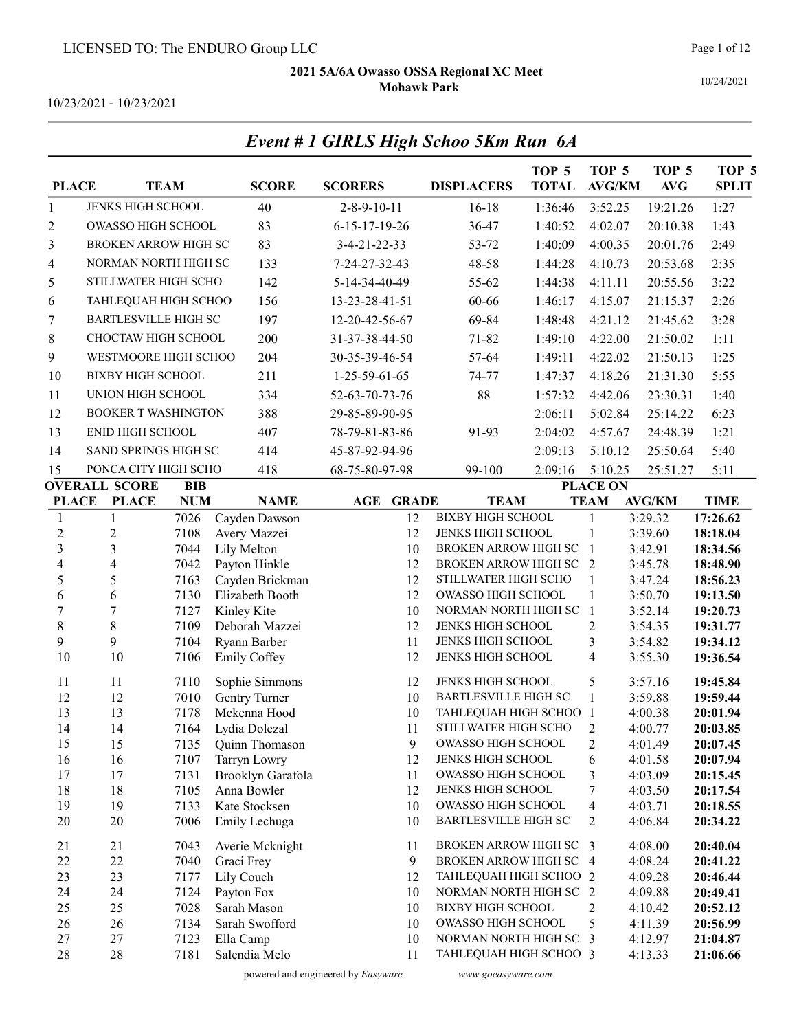LICENSED TO: The ENDURO Group LLC

**2021 5A/6A Owasso OSSA Regional XC Meet**
**Mohawk Park**

10/24/2021

10/23/2021 - 10/23/2021

## *Event # 1 GIRLS High Schoo 5Km Run 6A*

| PLACE | TEAM | SCORE | SCORERS | DISPLACERS | TOP 5 TOTAL | TOP 5 AVG/KM | TOP 5 AVG | TOP 5 SPLIT |
|---|---|---|---|---|---|---|---|---|
| 1 | JENKS HIGH SCHOOL | 40 | 2-8-9-10-11 | 16-18 | 1:36:46 | 3:52.25 | 19:21.26 | 1:27 |
| 2 | OWASSO HIGH SCHOOL | 83 | 6-15-17-19-26 | 36-47 | 1:40:52 | 4:02.07 | 20:10.38 | 1:43 |
| 3 | BROKEN ARROW HIGH SC | 83 | 3-4-21-22-33 | 53-72 | 1:40:09 | 4:00.35 | 20:01.76 | 2:49 |
| 4 | NORMAN NORTH HIGH SC | 133 | 7-24-27-32-43 | 48-58 | 1:44:28 | 4:10.73 | 20:53.68 | 2:35 |
| 5 | STILLWATER HIGH SCHO | 142 | 5-14-34-40-49 | 55-62 | 1:44:38 | 4:11.11 | 20:55.56 | 3:22 |
| 6 | TAHLEQUAH HIGH SCHOO | 156 | 13-23-28-41-51 | 60-66 | 1:46:17 | 4:15.07 | 21:15.37 | 2:26 |
| 7 | BARTLESVILLE HIGH SC | 197 | 12-20-42-56-67 | 69-84 | 1:48:48 | 4:21.12 | 21:45.62 | 3:28 |
| 8 | CHOCTAW HIGH SCHOOL | 200 | 31-37-38-44-50 | 71-82 | 1:49:10 | 4:22.00 | 21:50.02 | 1:11 |
| 9 | WESTMOORE HIGH SCHOO | 204 | 30-35-39-46-54 | 57-64 | 1:49:11 | 4:22.02 | 21:50.13 | 1:25 |
| 10 | BIXBY HIGH SCHOOL | 211 | 1-25-59-61-65 | 74-77 | 1:47:37 | 4:18.26 | 21:31.30 | 5:55 |
| 11 | UNION HIGH SCHOOL | 334 | 52-63-70-73-76 | 88 | 1:57:32 | 4:42.06 | 23:30.31 | 1:40 |
| 12 | BOOKER T WASHINGTON | 388 | 29-85-89-90-95 | | 2:06:11 | 5:02.84 | 25:14.22 | 6:23 |
| 13 | ENID HIGH SCHOOL | 407 | 78-79-81-83-86 | 91-93 | 2:04:02 | 4:57.67 | 24:48.39 | 1:21 |
| 14 | SAND SPRINGS HIGH SC | 414 | 45-87-92-94-96 | | 2:09:13 | 5:10.12 | 25:50.64 | 5:40 |
| 15 | PONCA CITY HIGH SCHO | 418 | 68-75-80-97-98 | 99-100 | 2:09:16 | 5:10.25 | 25:51.27 | 5:11 |

| OVERALL PLACE | SCORE PLACE | BIB NUM | NAME | AGE | GRADE | TEAM | PLACE ON TEAM | AVG/KM | TIME |
|---|---|---|---|---|---|---|---|---|---|
| 1 | 1 | 7026 | Cayden Dawson | | 12 | BIXBY HIGH SCHOOL | 1 | 3:29.32 | **17:26.62** |
| 2 | 2 | 7108 | Avery Mazzei | | 12 | JENKS HIGH SCHOOL | 1 | 3:39.60 | **18:18.04** |
| 3 | 3 | 7044 | Lily Melton | | 10 | BROKEN ARROW HIGH SC | 1 | 3:42.91 | **18:34.56** |
| 4 | 4 | 7042 | Payton Hinkle | | 12 | BROKEN ARROW HIGH SC | 2 | 3:45.78 | **18:48.90** |
| 5 | 5 | 7163 | Cayden Brickman | | 12 | STILLWATER HIGH SCHO | 1 | 3:47.24 | **18:56.23** |
| 6 | 6 | 7130 | Elizabeth Booth | | 12 | OWASSO HIGH SCHOOL | 1 | 3:50.70 | **19:13.50** |
| 7 | 7 | 7127 | Kinley Kite | | 10 | NORMAN NORTH HIGH SC | 1 | 3:52.14 | **19:20.73** |
| 8 | 8 | 7109 | Deborah Mazzei | | 12 | JENKS HIGH SCHOOL | 2 | 3:54.35 | **19:31.77** |
| 9 | 9 | 7104 | Ryann Barber | | 11 | JENKS HIGH SCHOOL | 3 | 3:54.82 | **19:34.12** |
| 10 | 10 | 7106 | Emily Coffey | | 12 | JENKS HIGH SCHOOL | 4 | 3:55.30 | **19:36.54** |
| 11 | 11 | 7110 | Sophie Simmons | | 12 | JENKS HIGH SCHOOL | 5 | 3:57.16 | **19:45.84** |
| 12 | 12 | 7010 | Gentry Turner | | 10 | BARTLESVILLE HIGH SC | 1 | 3:59.88 | **19:59.44** |
| 13 | 13 | 7178 | Mckenna Hood | | 10 | TAHLEQUAH HIGH SCHOO | 1 | 4:00.38 | **20:01.94** |
| 14 | 14 | 7164 | Lydia Dolezal | | 11 | STILLWATER HIGH SCHO | 2 | 4:00.77 | **20:03.85** |
| 15 | 15 | 7135 | Quinn Thomason | | 9 | OWASSO HIGH SCHOOL | 2 | 4:01.49 | **20:07.45** |
| 16 | 16 | 7107 | Tarryn Lowry | | 12 | JENKS HIGH SCHOOL | 6 | 4:01.58 | **20:07.94** |
| 17 | 17 | 7131 | Brooklyn Garafola | | 11 | OWASSO HIGH SCHOOL | 3 | 4:03.09 | **20:15.45** |
| 18 | 18 | 7105 | Anna Bowler | | 12 | JENKS HIGH SCHOOL | 7 | 4:03.50 | **20:17.54** |
| 19 | 19 | 7133 | Kate Stocksen | | 10 | OWASSO HIGH SCHOOL | 4 | 4:03.71 | **20:18.55** |
| 20 | 20 | 7006 | Emily Lechuga | | 10 | BARTLESVILLE HIGH SC | 2 | 4:06.84 | **20:34.22** |
| 21 | 21 | 7043 | Averie Mcknight | | 11 | BROKEN ARROW HIGH SC | 3 | 4:08.00 | **20:40.04** |
| 22 | 22 | 7040 | Graci Frey | | 9 | BROKEN ARROW HIGH SC | 4 | 4:08.24 | **20:41.22** |
| 23 | 23 | 7177 | Lily Couch | | 12 | TAHLEQUAH HIGH SCHOO | 2 | 4:09.28 | **20:46.44** |
| 24 | 24 | 7124 | Payton Fox | | 10 | NORMAN NORTH HIGH SC | 2 | 4:09.88 | **20:49.41** |
| 25 | 25 | 7028 | Sarah Mason | | 10 | BIXBY HIGH SCHOOL | 2 | 4:10.42 | **20:52.12** |
| 26 | 26 | 7134 | Sarah Swofford | | 10 | OWASSO HIGH SCHOOL | 5 | 4:11.39 | **20:56.99** |
| 27 | 27 | 7123 | Ella Camp | | 10 | NORMAN NORTH HIGH SC | 3 | 4:12.97 | **21:04.87** |
| 28 | 28 | 7181 | Salendia Melo | | 11 | TAHLEQUAH HIGH SCHOO | 3 | 4:13.33 | **21:06.66** |

powered and engineered by *Easyware* www.goeasyware.com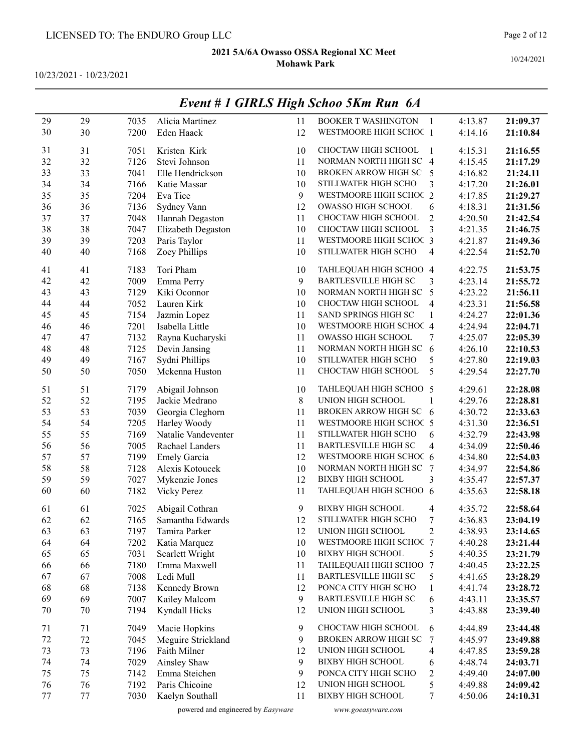LICENSED TO: The ENDURO Group LLC

**2021 5A/6A Owasso OSSA Regional XC Meet**
**Mohawk Park**

10/23/2021 - 10/23/2021

10/24/2021

## *Event # 1 GIRLS High Schoo 5Km Run 6A*

| | | | | | | | | |
|---|---|---|---|---|---|---|---|---|
| 29 | 29 | 7035 | Alicia Martinez | 11 | BOOKER T WASHINGTON | 1 | 4:13.87 | **21:09.37** |
| 30 | 30 | 7200 | Eden Haack | 12 | WESTMOORE HIGH SCHOC | 1 | 4:14.16 | **21:10.84** |
| 31 | 31 | 7051 | Kristen Kirk | 10 | CHOCTAW HIGH SCHOOL | 1 | 4:15.31 | **21:16.55** |
| 32 | 32 | 7126 | Stevi Johnson | 11 | NORMAN NORTH HIGH SC | 4 | 4:15.45 | **21:17.29** |
| 33 | 33 | 7041 | Elle Hendrickson | 10 | BROKEN ARROW HIGH SC | 5 | 4:16.82 | **21:24.11** |
| 34 | 34 | 7166 | Katie Massar | 10 | STILLWATER HIGH SCHO | 3 | 4:17.20 | **21:26.01** |
| 35 | 35 | 7204 | Eva Tice | 9 | WESTMOORE HIGH SCHOC | 2 | 4:17.85 | **21:29.27** |
| 36 | 36 | 7136 | Sydney Vann | 12 | OWASSO HIGH SCHOOL | 6 | 4:18.31 | **21:31.56** |
| 37 | 37 | 7048 | Hannah Degaston | 11 | CHOCTAW HIGH SCHOOL | 2 | 4:20.50 | **21:42.54** |
| 38 | 38 | 7047 | Elizabeth Degaston | 10 | CHOCTAW HIGH SCHOOL | 3 | 4:21.35 | **21:46.75** |
| 39 | 39 | 7203 | Paris Taylor | 11 | WESTMOORE HIGH SCHOC | 3 | 4:21.87 | **21:49.36** |
| 40 | 40 | 7168 | Zoey Phillips | 10 | STILLWATER HIGH SCHO | 4 | 4:22.54 | **21:52.70** |
| 41 | 41 | 7183 | Tori Pham | 10 | TAHLEQUAH HIGH SCHOO | 4 | 4:22.75 | **21:53.75** |
| 42 | 42 | 7009 | Emma Perry | 9 | BARTLESVILLE HIGH SC | 3 | 4:23.14 | **21:55.72** |
| 43 | 43 | 7129 | Kiki Oconnor | 10 | NORMAN NORTH HIGH SC | 5 | 4:23.22 | **21:56.11** |
| 44 | 44 | 7052 | Lauren Kirk | 10 | CHOCTAW HIGH SCHOOL | 4 | 4:23.31 | **21:56.58** |
| 45 | 45 | 7154 | Jazmin Lopez | 11 | SAND SPRINGS HIGH SC | 1 | 4:24.27 | **22:01.36** |
| 46 | 46 | 7201 | Isabella Little | 10 | WESTMOORE HIGH SCHOC | 4 | 4:24.94 | **22:04.71** |
| 47 | 47 | 7132 | Rayna Kucharyski | 11 | OWASSO HIGH SCHOOL | 7 | 4:25.07 | **22:05.39** |
| 48 | 48 | 7125 | Devin Jansing | 11 | NORMAN NORTH HIGH SC | 6 | 4:26.10 | **22:10.53** |
| 49 | 49 | 7167 | Sydni Phillips | 10 | STILLWATER HIGH SCHO | 5 | 4:27.80 | **22:19.03** |
| 50 | 50 | 7050 | Mckenna Huston | 11 | CHOCTAW HIGH SCHOOL | 5 | 4:29.54 | **22:27.70** |
| 51 | 51 | 7179 | Abigail Johnson | 10 | TAHLEQUAH HIGH SCHOO | 5 | 4:29.61 | **22:28.08** |
| 52 | 52 | 7195 | Jackie Medrano | 8 | UNION HIGH SCHOOL | 1 | 4:29.76 | **22:28.81** |
| 53 | 53 | 7039 | Georgia Cleghorn | 11 | BROKEN ARROW HIGH SC | 6 | 4:30.72 | **22:33.63** |
| 54 | 54 | 7205 | Harley Woody | 11 | WESTMOORE HIGH SCHOC | 5 | 4:31.30 | **22:36.51** |
| 55 | 55 | 7169 | Natalie Vandeventer | 11 | STILLWATER HIGH SCHO | 6 | 4:32.79 | **22:43.98** |
| 56 | 56 | 7005 | Rachael Landers | 11 | BARTLESVILLE HIGH SC | 4 | 4:34.09 | **22:50.46** |
| 57 | 57 | 7199 | Emely Garcia | 12 | WESTMOORE HIGH SCHOC | 6 | 4:34.80 | **22:54.03** |
| 58 | 58 | 7128 | Alexis Kotoucek | 10 | NORMAN NORTH HIGH SC | 7 | 4:34.97 | **22:54.86** |
| 59 | 59 | 7027 | Mykenzie Jones | 12 | BIXBY HIGH SCHOOL | 3 | 4:35.47 | **22:57.37** |
| 60 | 60 | 7182 | Vicky Perez | 11 | TAHLEQUAH HIGH SCHOO | 6 | 4:35.63 | **22:58.18** |
| 61 | 61 | 7025 | Abigail Cothran | 9 | BIXBY HIGH SCHOOL | 4 | 4:35.72 | **22:58.64** |
| 62 | 62 | 7165 | Samantha Edwards | 12 | STILLWATER HIGH SCHO | 7 | 4:36.83 | **23:04.19** |
| 63 | 63 | 7197 | Tamira Parker | 12 | UNION HIGH SCHOOL | 2 | 4:38.93 | **23:14.65** |
| 64 | 64 | 7202 | Katia Marquez | 10 | WESTMOORE HIGH SCHOC | 7 | 4:40.28 | **23:21.44** |
| 65 | 65 | 7031 | Scarlett Wright | 10 | BIXBY HIGH SCHOOL | 5 | 4:40.35 | **23:21.79** |
| 66 | 66 | 7180 | Emma Maxwell | 11 | TAHLEQUAH HIGH SCHOO | 7 | 4:40.45 | **23:22.25** |
| 67 | 67 | 7008 | Ledi Mull | 11 | BARTLESVILLE HIGH SC | 5 | 4:41.65 | **23:28.29** |
| 68 | 68 | 7138 | Kennedy Brown | 12 | PONCA CITY HIGH SCHO | 1 | 4:41.74 | **23:28.72** |
| 69 | 69 | 7007 | Kailey Malcom | 9 | BARTLESVILLE HIGH SC | 6 | 4:43.11 | **23:35.57** |
| 70 | 70 | 7194 | Kyndall Hicks | 12 | UNION HIGH SCHOOL | 3 | 4:43.88 | **23:39.40** |
| 71 | 71 | 7049 | Macie Hopkins | 9 | CHOCTAW HIGH SCHOOL | 6 | 4:44.89 | **23:44.48** |
| 72 | 72 | 7045 | Meguire Strickland | 9 | BROKEN ARROW HIGH SC | 7 | 4:45.97 | **23:49.88** |
| 73 | 73 | 7196 | Faith Milner | 12 | UNION HIGH SCHOOL | 4 | 4:47.85 | **23:59.28** |
| 74 | 74 | 7029 | Ainsley Shaw | 9 | BIXBY HIGH SCHOOL | 6 | 4:48.74 | **24:03.71** |
| 75 | 75 | 7142 | Emma Steichen | 9 | PONCA CITY HIGH SCHO | 2 | 4:49.40 | **24:07.00** |
| 76 | 76 | 7192 | Paris Chicoine | 12 | UNION HIGH SCHOOL | 5 | 4:49.88 | **24:09.42** |
| 77 | 77 | 7030 | Kaelyn Southall | 11 | BIXBY HIGH SCHOOL | 7 | 4:50.06 | **24:10.31** |

powered and engineered by *Easyware* www.goeasyware.com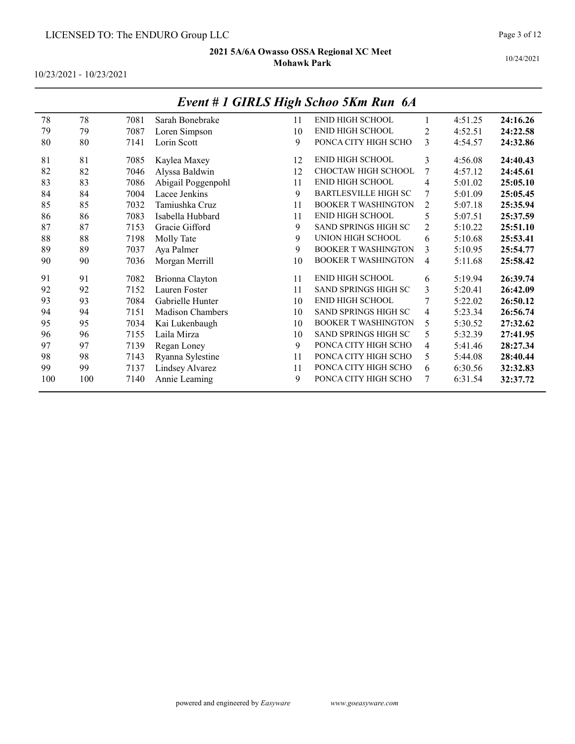LICENSED TO: The ENDURO Group LLC

**2021 5A/6A Owasso OSSA Regional XC Meet**
**Mohawk Park**

10/23/2021 - 10/23/2021

10/24/2021

## *Event # 1 GIRLS High Schoo 5Km Run 6A*

| | | | | | | | | |
|---|---|---|---|---|---|---|---|---|
| 78 | 78 | 7081 | Sarah Bonebrake | 11 | ENID HIGH SCHOOL | 1 | 4:51.25 | **24:16.26** |
| 79 | 79 | 7087 | Loren Simpson | 10 | ENID HIGH SCHOOL | 2 | 4:52.51 | **24:22.58** |
| 80 | 80 | 7141 | Lorin Scott | 9 | PONCA CITY HIGH SCHO | 3 | 4:54.57 | **24:32.86** |
| 81 | 81 | 7085 | Kaylea Maxey | 12 | ENID HIGH SCHOOL | 3 | 4:56.08 | **24:40.43** |
| 82 | 82 | 7046 | Alyssa Baldwin | 12 | CHOCTAW HIGH SCHOOL | 7 | 4:57.12 | **24:45.61** |
| 83 | 83 | 7086 | Abigail Poggenpohl | 11 | ENID HIGH SCHOOL | 4 | 5:01.02 | **25:05.10** |
| 84 | 84 | 7004 | Lacee Jenkins | 9 | BARTLESVILLE HIGH SC | 7 | 5:01.09 | **25:05.45** |
| 85 | 85 | 7032 | Tamiushka Cruz | 11 | BOOKER T WASHINGTON | 2 | 5:07.18 | **25:35.94** |
| 86 | 86 | 7083 | Isabella Hubbard | 11 | ENID HIGH SCHOOL | 5 | 5:07.51 | **25:37.59** |
| 87 | 87 | 7153 | Gracie Gifford | 9 | SAND SPRINGS HIGH SC | 2 | 5:10.22 | **25:51.10** |
| 88 | 88 | 7198 | Molly Tate | 9 | UNION HIGH SCHOOL | 6 | 5:10.68 | **25:53.41** |
| 89 | 89 | 7037 | Aya Palmer | 9 | BOOKER T WASHINGTON | 3 | 5:10.95 | **25:54.77** |
| 90 | 90 | 7036 | Morgan Merrill | 10 | BOOKER T WASHINGTON | 4 | 5:11.68 | **25:58.42** |
| 91 | 91 | 7082 | Brionna Clayton | 11 | ENID HIGH SCHOOL | 6 | 5:19.94 | **26:39.74** |
| 92 | 92 | 7152 | Lauren Foster | 11 | SAND SPRINGS HIGH SC | 3 | 5:20.41 | **26:42.09** |
| 93 | 93 | 7084 | Gabrielle Hunter | 10 | ENID HIGH SCHOOL | 7 | 5:22.02 | **26:50.12** |
| 94 | 94 | 7151 | Madison Chambers | 10 | SAND SPRINGS HIGH SC | 4 | 5:23.34 | **26:56.74** |
| 95 | 95 | 7034 | Kai Lukenbaugh | 10 | BOOKER T WASHINGTON | 5 | 5:30.52 | **27:32.62** |
| 96 | 96 | 7155 | Laila Mirza | 10 | SAND SPRINGS HIGH SC | 5 | 5:32.39 | **27:41.95** |
| 97 | 97 | 7139 | Regan Loney | 9 | PONCA CITY HIGH SCHO | 4 | 5:41.46 | **28:27.34** |
| 98 | 98 | 7143 | Ryanna Sylestine | 11 | PONCA CITY HIGH SCHO | 5 | 5:44.08 | **28:40.44** |
| 99 | 99 | 7137 | Lindsey Alvarez | 11 | PONCA CITY HIGH SCHO | 6 | 6:30.56 | **32:32.83** |
| 100 | 100 | 7140 | Annie Leaming | 9 | PONCA CITY HIGH SCHO | 7 | 6:31.54 | **32:37.72** |

powered and engineered by *Easyware* www.goeasyware.com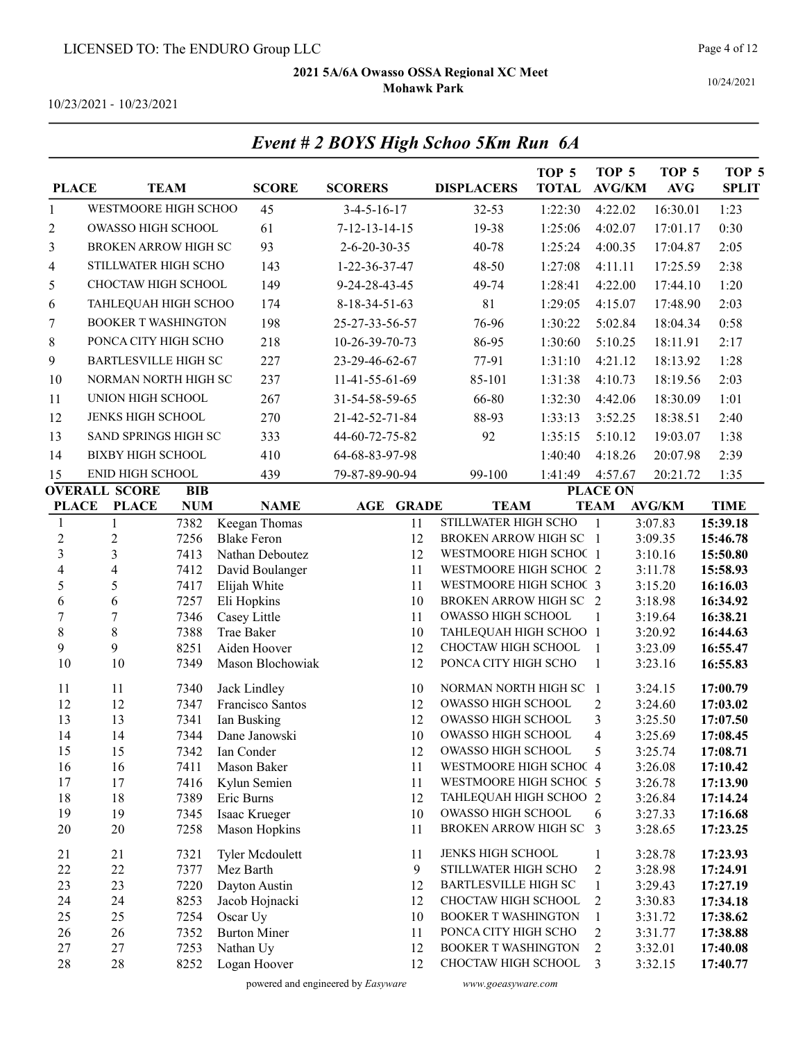LICENSED TO: The ENDURO Group LLC

**2021 5A/6A Owasso OSSA Regional XC Meet**
**Mohawk Park**

10/23/2021 - 10/23/2021

10/24/2021

## *Event # 2 BOYS High Schoo 5Km Run 6A*

| PLACE | TEAM | SCORE | SCORERS | DISPLACERS | TOP 5 TOTAL | TOP 5 AVG/KM | TOP 5 AVG | TOP 5 SPLIT |
|---|---|---|---|---|---|---|---|---|
| 1 | WESTMOORE HIGH SCHOO | 45 | 3-4-5-16-17 | 32-53 | 1:22:30 | 4:22.02 | 16:30.01 | 1:23 |
| 2 | OWASSO HIGH SCHOOL | 61 | 7-12-13-14-15 | 19-38 | 1:25:06 | 4:02.07 | 17:01.17 | 0:30 |
| 3 | BROKEN ARROW HIGH SC | 93 | 2-6-20-30-35 | 40-78 | 1:25:24 | 4:00.35 | 17:04.87 | 2:05 |
| 4 | STILLWATER HIGH SCHO | 143 | 1-22-36-37-47 | 48-50 | 1:27:08 | 4:11.11 | 17:25.59 | 2:38 |
| 5 | CHOCTAW HIGH SCHOOL | 149 | 9-24-28-43-45 | 49-74 | 1:28:41 | 4:22.00 | 17:44.10 | 1:20 |
| 6 | TAHLEQUAH HIGH SCHOO | 174 | 8-18-34-51-63 | 81 | 1:29:05 | 4:15.07 | 17:48.90 | 2:03 |
| 7 | BOOKER T WASHINGTON | 198 | 25-27-33-56-57 | 76-96 | 1:30:22 | 5:02.84 | 18:04.34 | 0:58 |
| 8 | PONCA CITY HIGH SCHO | 218 | 10-26-39-70-73 | 86-95 | 1:30:60 | 5:10.25 | 18:11.91 | 2:17 |
| 9 | BARTLESVILLE HIGH SC | 227 | 23-29-46-62-67 | 77-91 | 1:31:10 | 4:21.12 | 18:13.92 | 1:28 |
| 10 | NORMAN NORTH HIGH SC | 237 | 11-41-55-61-69 | 85-101 | 1:31:38 | 4:10.73 | 18:19.56 | 2:03 |
| 11 | UNION HIGH SCHOOL | 267 | 31-54-58-59-65 | 66-80 | 1:32:30 | 4:42.06 | 18:30.09 | 1:01 |
| 12 | JENKS HIGH SCHOOL | 270 | 21-42-52-71-84 | 88-93 | 1:33:13 | 3:52.25 | 18:38.51 | 2:40 |
| 13 | SAND SPRINGS HIGH SC | 333 | 44-60-72-75-82 | 92 | 1:35:15 | 5:10.12 | 19:03.07 | 1:38 |
| 14 | BIXBY HIGH SCHOOL | 410 | 64-68-83-97-98 | | 1:40:40 | 4:18.26 | 20:07.98 | 2:39 |
| 15 | ENID HIGH SCHOOL | 439 | 79-87-89-90-94 | 99-100 | 1:41:49 | 4:57.67 | 20:21.72 | 1:35 |

| OVERALL PLACE | SCORE PLACE | BIB NUM | NAME | AGE | GRADE | TEAM | PLACE ON TEAM | AVG/KM | TIME |
|---|---|---|---|---|---|---|---|---|---|
| 1 | 1 | 7382 | Keegan Thomas | | 11 | STILLWATER HIGH SCHO | 1 | 3:07.83 | **15:39.18** |
| 2 | 2 | 7256 | Blake Feron | | 12 | BROKEN ARROW HIGH SC | 1 | 3:09.35 | **15:46.78** |
| 3 | 3 | 7413 | Nathan Deboutez | | 12 | WESTMOORE HIGH SCHOC | 1 | 3:10.16 | **15:50.80** |
| 4 | 4 | 7412 | David Boulanger | | 11 | WESTMOORE HIGH SCHOC | 2 | 3:11.78 | **15:58.93** |
| 5 | 5 | 7417 | Elijah White | | 11 | WESTMOORE HIGH SCHOC | 3 | 3:15.20 | **16:16.03** |
| 6 | 6 | 7257 | Eli Hopkins | | 10 | BROKEN ARROW HIGH SC | 2 | 3:18.98 | **16:34.92** |
| 7 | 7 | 7346 | Casey Little | | 11 | OWASSO HIGH SCHOOL | 1 | 3:19.64 | **16:38.21** |
| 8 | 8 | 7388 | Trae Baker | | 10 | TAHLEQUAH HIGH SCHOO | 1 | 3:20.92 | **16:44.63** |
| 9 | 9 | 8251 | Aiden Hoover | | 12 | CHOCTAW HIGH SCHOOL | 1 | 3:23.09 | **16:55.47** |
| 10 | 10 | 7349 | Mason Blochowiak | | 12 | PONCA CITY HIGH SCHO | 1 | 3:23.16 | **16:55.83** |
| 11 | 11 | 7340 | Jack Lindley | | 10 | NORMAN NORTH HIGH SC | 1 | 3:24.15 | **17:00.79** |
| 12 | 12 | 7347 | Francisco Santos | | 12 | OWASSO HIGH SCHOOL | 2 | 3:24.60 | **17:03.02** |
| 13 | 13 | 7341 | Ian Busking | | 12 | OWASSO HIGH SCHOOL | 3 | 3:25.50 | **17:07.50** |
| 14 | 14 | 7344 | Dane Janowski | | 10 | OWASSO HIGH SCHOOL | 4 | 3:25.69 | **17:08.45** |
| 15 | 15 | 7342 | Ian Conder | | 12 | OWASSO HIGH SCHOOL | 5 | 3:25.74 | **17:08.71** |
| 16 | 16 | 7411 | Mason Baker | | 11 | WESTMOORE HIGH SCHOC | 4 | 3:26.08 | **17:10.42** |
| 17 | 17 | 7416 | Kylun Semien | | 11 | WESTMOORE HIGH SCHOC | 5 | 3:26.78 | **17:13.90** |
| 18 | 18 | 7389 | Eric Burns | | 12 | TAHLEQUAH HIGH SCHOO | 2 | 3:26.84 | **17:14.24** |
| 19 | 19 | 7345 | Isaac Krueger | | 10 | OWASSO HIGH SCHOOL | 6 | 3:27.33 | **17:16.68** |
| 20 | 20 | 7258 | Mason Hopkins | | 11 | BROKEN ARROW HIGH SC | 3 | 3:28.65 | **17:23.25** |
| 21 | 21 | 7321 | Tyler Mcdoulett | | 11 | JENKS HIGH SCHOOL | 1 | 3:28.78 | **17:23.93** |
| 22 | 22 | 7377 | Mez Barth | | 9 | STILLWATER HIGH SCHO | 2 | 3:28.98 | **17:24.91** |
| 23 | 23 | 7220 | Dayton Austin | | 12 | BARTLESVILLE HIGH SC | 1 | 3:29.43 | **17:27.19** |
| 24 | 24 | 8253 | Jacob Hojnacki | | 12 | CHOCTAW HIGH SCHOOL | 2 | 3:30.83 | **17:34.18** |
| 25 | 25 | 7254 | Oscar Uy | | 10 | BOOKER T WASHINGTON | 1 | 3:31.72 | **17:38.62** |
| 26 | 26 | 7352 | Burton Miner | | 11 | PONCA CITY HIGH SCHO | 2 | 3:31.77 | **17:38.88** |
| 27 | 27 | 7253 | Nathan Uy | | 12 | BOOKER T WASHINGTON | 2 | 3:32.01 | **17:40.08** |
| 28 | 28 | 8252 | Logan Hoover | | 12 | CHOCTAW HIGH SCHOOL | 3 | 3:32.15 | **17:40.77** |

powered and engineered by *Easyware* www.goeasyware.com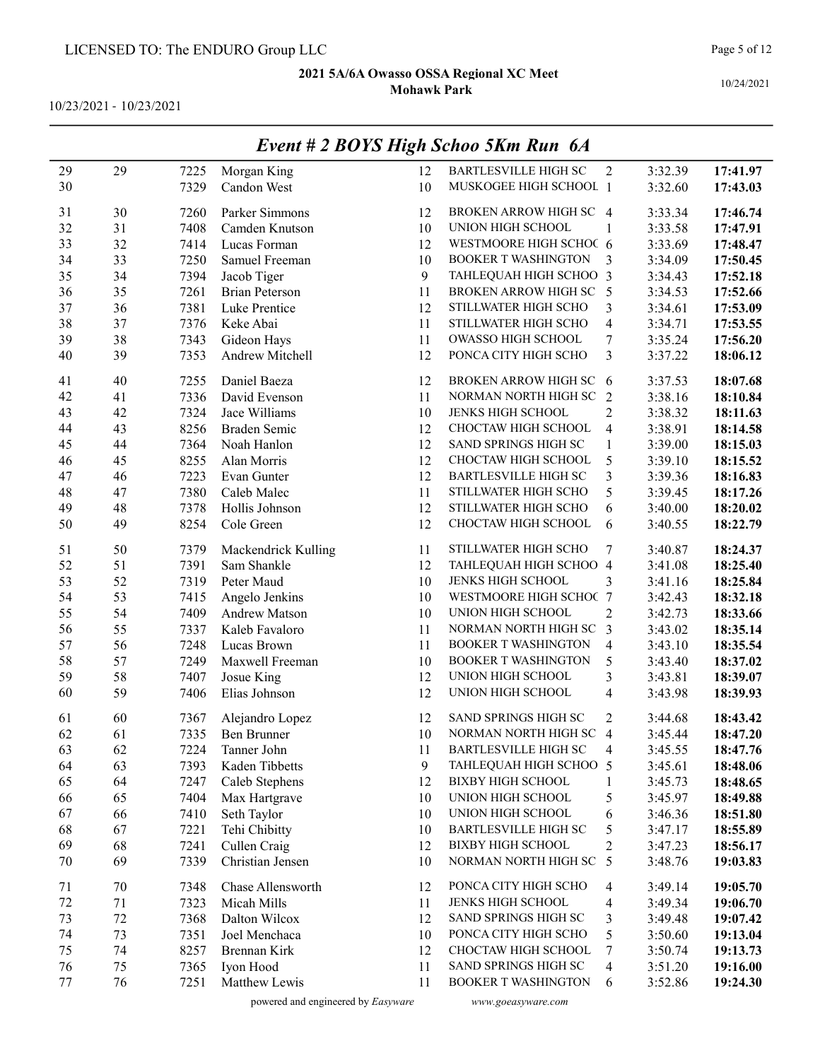# 2021 5A/6A Owasso OSSA Regional XC Meet
## Mohawk Park

10/23/2021 - 10/23/2021

10/24/2021

## *Event # 2 BOYS High Schoo 5Km Run 6A*

| | | | | | | | | |
|---|---|---|---|---|---|---|---|---|
| 29 | 29 | 7225 | Morgan King | 12 | BARTLESVILLE HIGH SC | 2 | 3:32.39 | **17:41.97** |
| 30 | | 7329 | Candon West | 10 | MUSKOGEE HIGH SCHOOL | 1 | 3:32.60 | **17:43.03** |
| 31 | 30 | 7260 | Parker Simmons | 12 | BROKEN ARROW HIGH SC | 4 | 3:33.34 | **17:46.74** |
| 32 | 31 | 7408 | Camden Knutson | 10 | UNION HIGH SCHOOL | 1 | 3:33.58 | **17:47.91** |
| 33 | 32 | 7414 | Lucas Forman | 12 | WESTMOORE HIGH SCHOC | 6 | 3:33.69 | **17:48.47** |
| 34 | 33 | 7250 | Samuel Freeman | 10 | BOOKER T WASHINGTON | 3 | 3:34.09 | **17:50.45** |
| 35 | 34 | 7394 | Jacob Tiger | 9 | TAHLEQUAH HIGH SCHOO | 3 | 3:34.43 | **17:52.18** |
| 36 | 35 | 7261 | Brian Peterson | 11 | BROKEN ARROW HIGH SC | 5 | 3:34.53 | **17:52.66** |
| 37 | 36 | 7381 | Luke Prentice | 12 | STILLWATER HIGH SCHO | 3 | 3:34.61 | **17:53.09** |
| 38 | 37 | 7376 | Keke Abai | 11 | STILLWATER HIGH SCHO | 4 | 3:34.71 | **17:53.55** |
| 39 | 38 | 7343 | Gideon Hays | 11 | OWASSO HIGH SCHOOL | 7 | 3:35.24 | **17:56.20** |
| 40 | 39 | 7353 | Andrew Mitchell | 12 | PONCA CITY HIGH SCHO | 3 | 3:37.22 | **18:06.12** |
| 41 | 40 | 7255 | Daniel Baeza | 12 | BROKEN ARROW HIGH SC | 6 | 3:37.53 | **18:07.68** |
| 42 | 41 | 7336 | David Evenson | 11 | NORMAN NORTH HIGH SC | 2 | 3:38.16 | **18:10.84** |
| 43 | 42 | 7324 | Jace Williams | 10 | JENKS HIGH SCHOOL | 2 | 3:38.32 | **18:11.63** |
| 44 | 43 | 8256 | Braden Semic | 12 | CHOCTAW HIGH SCHOOL | 4 | 3:38.91 | **18:14.58** |
| 45 | 44 | 7364 | Noah Hanlon | 12 | SAND SPRINGS HIGH SC | 1 | 3:39.00 | **18:15.03** |
| 46 | 45 | 8255 | Alan Morris | 12 | CHOCTAW HIGH SCHOOL | 5 | 3:39.10 | **18:15.52** |
| 47 | 46 | 7223 | Evan Gunter | 12 | BARTLESVILLE HIGH SC | 3 | 3:39.36 | **18:16.83** |
| 48 | 47 | 7380 | Caleb Malec | 11 | STILLWATER HIGH SCHO | 5 | 3:39.45 | **18:17.26** |
| 49 | 48 | 7378 | Hollis Johnson | 12 | STILLWATER HIGH SCHO | 6 | 3:40.00 | **18:20.02** |
| 50 | 49 | 8254 | Cole Green | 12 | CHOCTAW HIGH SCHOOL | 6 | 3:40.55 | **18:22.79** |
| 51 | 50 | 7379 | Mackendrick Kulling | 11 | STILLWATER HIGH SCHO | 7 | 3:40.87 | **18:24.37** |
| 52 | 51 | 7391 | Sam Shankle | 12 | TAHLEQUAH HIGH SCHOO | 4 | 3:41.08 | **18:25.40** |
| 53 | 52 | 7319 | Peter Maud | 10 | JENKS HIGH SCHOOL | 3 | 3:41.16 | **18:25.84** |
| 54 | 53 | 7415 | Angelo Jenkins | 10 | WESTMOORE HIGH SCHOC | 7 | 3:42.43 | **18:32.18** |
| 55 | 54 | 7409 | Andrew Matson | 10 | UNION HIGH SCHOOL | 2 | 3:42.73 | **18:33.66** |
| 56 | 55 | 7337 | Kaleb Favaloro | 11 | NORMAN NORTH HIGH SC | 3 | 3:43.02 | **18:35.14** |
| 57 | 56 | 7248 | Lucas Brown | 11 | BOOKER T WASHINGTON | 4 | 3:43.10 | **18:35.54** |
| 58 | 57 | 7249 | Maxwell Freeman | 10 | BOOKER T WASHINGTON | 5 | 3:43.40 | **18:37.02** |
| 59 | 58 | 7407 | Josue King | 12 | UNION HIGH SCHOOL | 3 | 3:43.81 | **18:39.07** |
| 60 | 59 | 7406 | Elias Johnson | 12 | UNION HIGH SCHOOL | 4 | 3:43.98 | **18:39.93** |
| 61 | 60 | 7367 | Alejandro Lopez | 12 | SAND SPRINGS HIGH SC | 2 | 3:44.68 | **18:43.42** |
| 62 | 61 | 7335 | Ben Brunner | 10 | NORMAN NORTH HIGH SC | 4 | 3:45.44 | **18:47.20** |
| 63 | 62 | 7224 | Tanner John | 11 | BARTLESVILLE HIGH SC | 4 | 3:45.55 | **18:47.76** |
| 64 | 63 | 7393 | Kaden Tibbetts | 9 | TAHLEQUAH HIGH SCHOO | 5 | 3:45.61 | **18:48.06** |
| 65 | 64 | 7247 | Caleb Stephens | 12 | BIXBY HIGH SCHOOL | 1 | 3:45.73 | **18:48.65** |
| 66 | 65 | 7404 | Max Hartgrave | 10 | UNION HIGH SCHOOL | 5 | 3:45.97 | **18:49.88** |
| 67 | 66 | 7410 | Seth Taylor | 10 | UNION HIGH SCHOOL | 6 | 3:46.36 | **18:51.80** |
| 68 | 67 | 7221 | Tehi Chibitty | 10 | BARTLESVILLE HIGH SC | 5 | 3:47.17 | **18:55.89** |
| 69 | 68 | 7241 | Cullen Craig | 12 | BIXBY HIGH SCHOOL | 2 | 3:47.23 | **18:56.17** |
| 70 | 69 | 7339 | Christian Jensen | 10 | NORMAN NORTH HIGH SC | 5 | 3:48.76 | **19:03.83** |
| 71 | 70 | 7348 | Chase Allensworth | 12 | PONCA CITY HIGH SCHO | 4 | 3:49.14 | **19:05.70** |
| 72 | 71 | 7323 | Micah Mills | 11 | JENKS HIGH SCHOOL | 4 | 3:49.34 | **19:06.70** |
| 73 | 72 | 7368 | Dalton Wilcox | 12 | SAND SPRINGS HIGH SC | 3 | 3:49.48 | **19:07.42** |
| 74 | 73 | 7351 | Joel Menchaca | 10 | PONCA CITY HIGH SCHO | 5 | 3:50.60 | **19:13.04** |
| 75 | 74 | 8257 | Brennan Kirk | 12 | CHOCTAW HIGH SCHOOL | 7 | 3:50.74 | **19:13.73** |
| 76 | 75 | 7365 | Iyon Hood | 11 | SAND SPRINGS HIGH SC | 4 | 3:51.20 | **19:16.00** |
| 77 | 76 | 7251 | Matthew Lewis | 11 | BOOKER T WASHINGTON | 6 | 3:52.86 | **19:24.30** |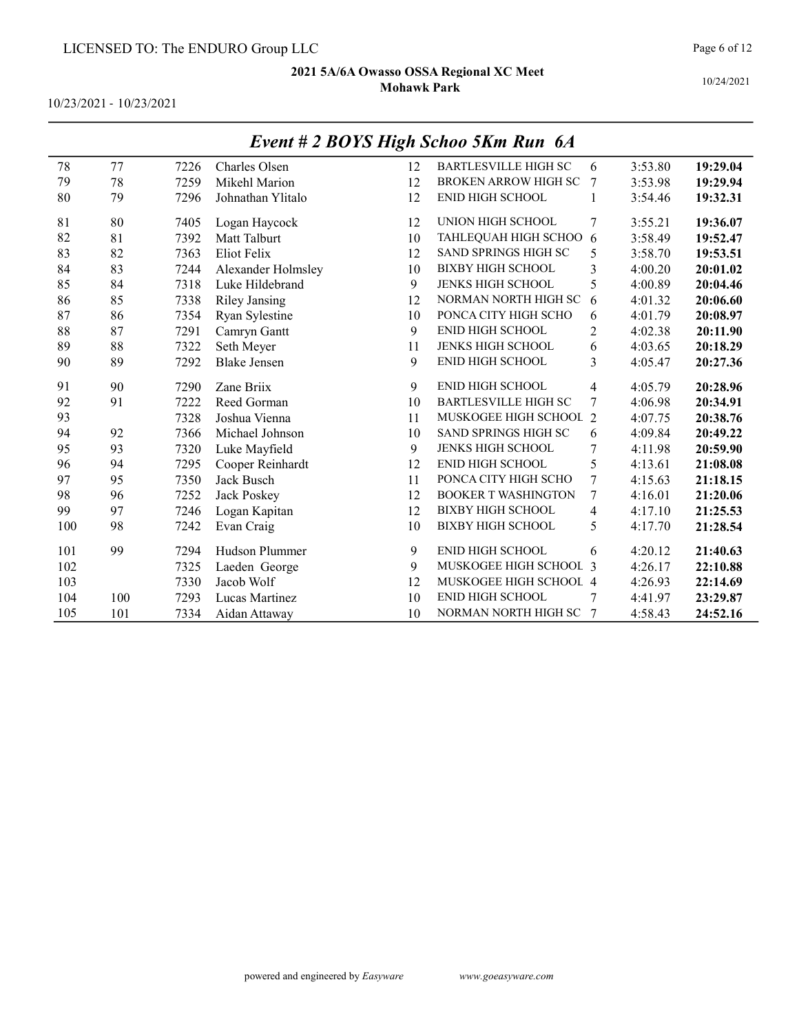LICENSED TO: The ENDURO Group LLC

**2021 5A/6A Owasso OSSA Regional XC Meet**
**Mohawk Park**

10/23/2021 - 10/23/2021

10/24/2021

## *Event # 2 BOYS High Schoo 5Km Run 6A*

| | | | | | | | | |
|---|---|---|---|---|---|---|---|---|
| 78 | 77 | 7226 | Charles Olsen | 12 | BARTLESVILLE HIGH SC | 6 | 3:53.80 | **19:29.04** |
| 79 | 78 | 7259 | Mikehl Marion | 12 | BROKEN ARROW HIGH SC | 7 | 3:53.98 | **19:29.94** |
| 80 | 79 | 7296 | Johnathan Ylitalo | 12 | ENID HIGH SCHOOL | 1 | 3:54.46 | **19:32.31** |
| 81 | 80 | 7405 | Logan Haycock | 12 | UNION HIGH SCHOOL | 7 | 3:55.21 | **19:36.07** |
| 82 | 81 | 7392 | Matt Talburt | 10 | TAHLEQUAH HIGH SCHOO | 6 | 3:58.49 | **19:52.47** |
| 83 | 82 | 7363 | Eliot Felix | 12 | SAND SPRINGS HIGH SC | 5 | 3:58.70 | **19:53.51** |
| 84 | 83 | 7244 | Alexander Holmsley | 10 | BIXBY HIGH SCHOOL | 3 | 4:00.20 | **20:01.02** |
| 85 | 84 | 7318 | Luke Hildebrand | 9 | JENKS HIGH SCHOOL | 5 | 4:00.89 | **20:04.46** |
| 86 | 85 | 7338 | Riley Jansing | 12 | NORMAN NORTH HIGH SC | 6 | 4:01.32 | **20:06.60** |
| 87 | 86 | 7354 | Ryan Sylestine | 10 | PONCA CITY HIGH SCHO | 6 | 4:01.79 | **20:08.97** |
| 88 | 87 | 7291 | Camryn Gantt | 9 | ENID HIGH SCHOOL | 2 | 4:02.38 | **20:11.90** |
| 89 | 88 | 7322 | Seth Meyer | 11 | JENKS HIGH SCHOOL | 6 | 4:03.65 | **20:18.29** |
| 90 | 89 | 7292 | Blake Jensen | 9 | ENID HIGH SCHOOL | 3 | 4:05.47 | **20:27.36** |
| 91 | 90 | 7290 | Zane Briix | 9 | ENID HIGH SCHOOL | 4 | 4:05.79 | **20:28.96** |
| 92 | 91 | 7222 | Reed Gorman | 10 | BARTLESVILLE HIGH SC | 7 | 4:06.98 | **20:34.91** |
| 93 | | 7328 | Joshua Vienna | 11 | MUSKOGEE HIGH SCHOOL | 2 | 4:07.75 | **20:38.76** |
| 94 | 92 | 7366 | Michael Johnson | 10 | SAND SPRINGS HIGH SC | 6 | 4:09.84 | **20:49.22** |
| 95 | 93 | 7320 | Luke Mayfield | 9 | JENKS HIGH SCHOOL | 7 | 4:11.98 | **20:59.90** |
| 96 | 94 | 7295 | Cooper Reinhardt | 12 | ENID HIGH SCHOOL | 5 | 4:13.61 | **21:08.08** |
| 97 | 95 | 7350 | Jack Busch | 11 | PONCA CITY HIGH SCHO | 7 | 4:15.63 | **21:18.15** |
| 98 | 96 | 7252 | Jack Poskey | 12 | BOOKER T WASHINGTON | 7 | 4:16.01 | **21:20.06** |
| 99 | 97 | 7246 | Logan Kapitan | 12 | BIXBY HIGH SCHOOL | 4 | 4:17.10 | **21:25.53** |
| 100 | 98 | 7242 | Evan Craig | 10 | BIXBY HIGH SCHOOL | 5 | 4:17.70 | **21:28.54** |
| 101 | 99 | 7294 | Hudson Plummer | 9 | ENID HIGH SCHOOL | 6 | 4:20.12 | **21:40.63** |
| 102 | | 7325 | Laeden George | 9 | MUSKOGEE HIGH SCHOOL | 3 | 4:26.17 | **22:10.88** |
| 103 | | 7330 | Jacob Wolf | 12 | MUSKOGEE HIGH SCHOOL | 4 | 4:26.93 | **22:14.69** |
| 104 | 100 | 7293 | Lucas Martinez | 10 | ENID HIGH SCHOOL | 7 | 4:41.97 | **23:29.87** |
| 105 | 101 | 7334 | Aidan Attaway | 10 | NORMAN NORTH HIGH SC | 7 | 4:58.43 | **24:52.16** |

powered and engineered by *Easyware* www.goeasyware.com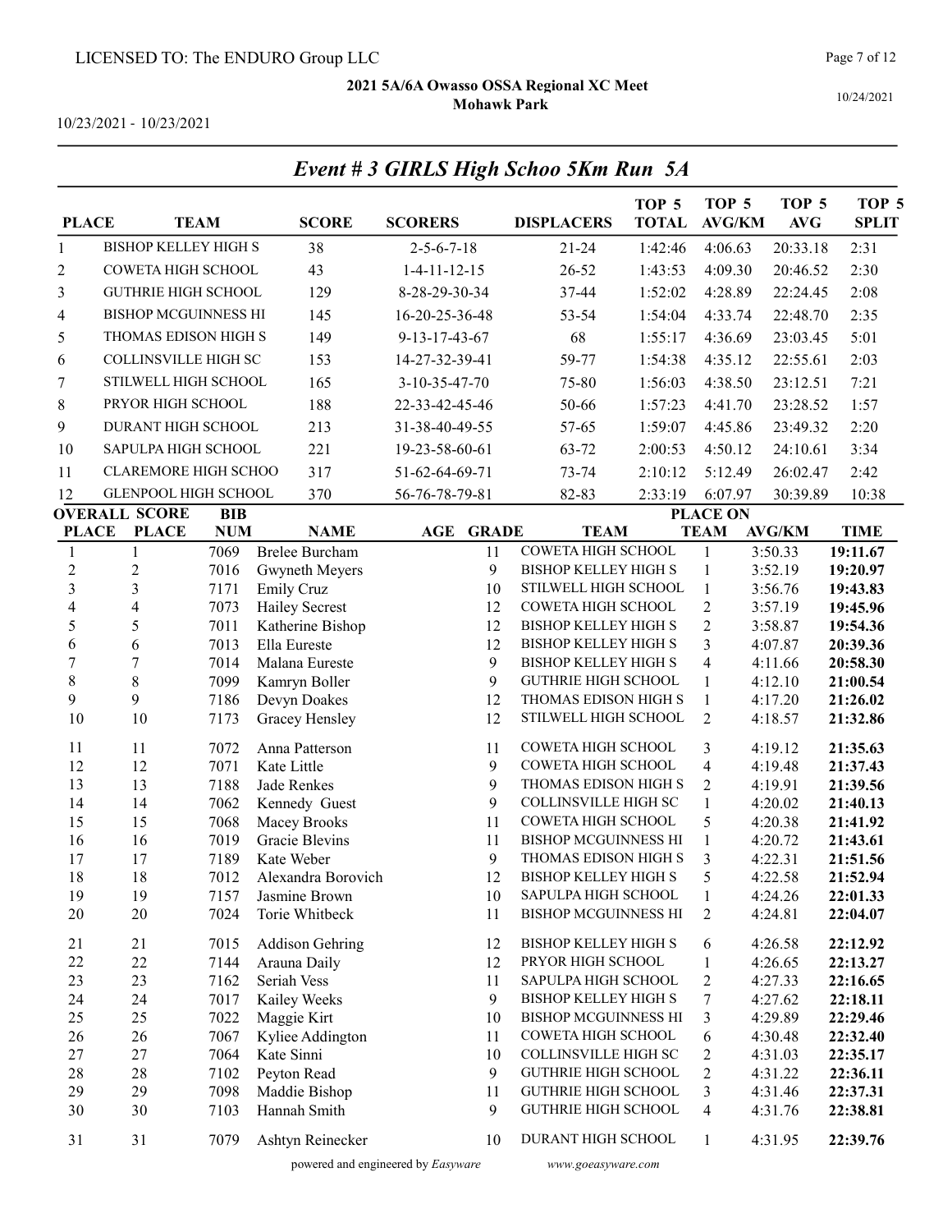LICENSED TO: The ENDURO Group LLC

**2021 5A/6A Owasso OSSA Regional XC Meet**
**Mohawk Park**

10/23/2021 - 10/23/2021

10/24/2021

## *Event # 3 GIRLS High Schoo 5Km Run 5A*

| PLACE | TEAM | SCORE | SCORERS | DISPLACERS | TOP 5 TOTAL | TOP 5 AVG/KM | TOP 5 AVG | TOP 5 SPLIT |
|---|---|---|---|---|---|---|---|---|
| 1 | BISHOP KELLEY HIGH S | 38 | 2-5-6-7-18 | 21-24 | 1:42:46 | 4:06.63 | 20:33.18 | 2:31 |
| 2 | COWETA HIGH SCHOOL | 43 | 1-4-11-12-15 | 26-52 | 1:43:53 | 4:09.30 | 20:46.52 | 2:30 |
| 3 | GUTHRIE HIGH SCHOOL | 129 | 8-28-29-30-34 | 37-44 | 1:52:02 | 4:28.89 | 22:24.45 | 2:08 |
| 4 | BISHOP MCGUINNESS HI | 145 | 16-20-25-36-48 | 53-54 | 1:54:04 | 4:33.74 | 22:48.70 | 2:35 |
| 5 | THOMAS EDISON HIGH S | 149 | 9-13-17-43-67 | 68 | 1:55:17 | 4:36.69 | 23:03.45 | 5:01 |
| 6 | COLLINSVILLE HIGH SC | 153 | 14-27-32-39-41 | 59-77 | 1:54:38 | 4:35.12 | 22:55.61 | 2:03 |
| 7 | STILWELL HIGH SCHOOL | 165 | 3-10-35-47-70 | 75-80 | 1:56:03 | 4:38.50 | 23:12.51 | 7:21 |
| 8 | PRYOR HIGH SCHOOL | 188 | 22-33-42-45-46 | 50-66 | 1:57:23 | 4:41.70 | 23:28.52 | 1:57 |
| 9 | DURANT HIGH SCHOOL | 213 | 31-38-40-49-55 | 57-65 | 1:59:07 | 4:45.86 | 23:49.32 | 2:20 |
| 10 | SAPULPA HIGH SCHOOL | 221 | 19-23-58-60-61 | 63-72 | 2:00:53 | 4:50.12 | 24:10.61 | 3:34 |
| 11 | CLAREMORE HIGH SCHOO | 317 | 51-62-64-69-71 | 73-74 | 2:10:12 | 5:12.49 | 26:02.47 | 2:42 |
| 12 | GLENPOOL HIGH SCHOOL | 370 | 56-76-78-79-81 | 82-83 | 2:33:19 | 6:07.97 | 30:39.89 | 10:38 |

| OVERALL PLACE | SCORE PLACE | BIB NUM | NAME | AGE | GRADE | TEAM | PLACE ON TEAM | AVG/KM | TIME |
|---|---|---|---|---|---|---|---|---|---|
| 1 | 1 | 7069 | Brelee Burcham | | 11 | COWETA HIGH SCHOOL | 1 | 3:50.33 | **19:11.67** |
| 2 | 2 | 7016 | Gwyneth Meyers | | 9 | BISHOP KELLEY HIGH S | 1 | 3:52.19 | **19:20.97** |
| 3 | 3 | 7171 | Emily Cruz | | 10 | STILWELL HIGH SCHOOL | 1 | 3:56.76 | **19:43.83** |
| 4 | 4 | 7073 | Hailey Secrest | | 12 | COWETA HIGH SCHOOL | 2 | 3:57.19 | **19:45.96** |
| 5 | 5 | 7011 | Katherine Bishop | | 12 | BISHOP KELLEY HIGH S | 2 | 3:58.87 | **19:54.36** |
| 6 | 6 | 7013 | Ella Eureste | | 12 | BISHOP KELLEY HIGH S | 3 | 4:07.87 | **20:39.36** |
| 7 | 7 | 7014 | Malana Eureste | | 9 | BISHOP KELLEY HIGH S | 4 | 4:11.66 | **20:58.30** |
| 8 | 8 | 7099 | Kamryn Boller | | 9 | GUTHRIE HIGH SCHOOL | 1 | 4:12.10 | **21:00.54** |
| 9 | 9 | 7186 | Devyn Doakes | | 12 | THOMAS EDISON HIGH S | 1 | 4:17.20 | **21:26.02** |
| 10 | 10 | 7173 | Gracey Hensley | | 12 | STILWELL HIGH SCHOOL | 2 | 4:18.57 | **21:32.86** |
| 11 | 11 | 7072 | Anna Patterson | | 11 | COWETA HIGH SCHOOL | 3 | 4:19.12 | **21:35.63** |
| 12 | 12 | 7071 | Kate Little | | 9 | COWETA HIGH SCHOOL | 4 | 4:19.48 | **21:37.43** |
| 13 | 13 | 7188 | Jade Renkes | | 9 | THOMAS EDISON HIGH S | 2 | 4:19.91 | **21:39.56** |
| 14 | 14 | 7062 | Kennedy Guest | | 9 | COLLINSVILLE HIGH SC | 1 | 4:20.02 | **21:40.13** |
| 15 | 15 | 7068 | Macey Brooks | | 11 | COWETA HIGH SCHOOL | 5 | 4:20.38 | **21:41.92** |
| 16 | 16 | 7019 | Gracie Blevins | | 11 | BISHOP MCGUINNESS HI | 1 | 4:20.72 | **21:43.61** |
| 17 | 17 | 7189 | Kate Weber | | 9 | THOMAS EDISON HIGH S | 3 | 4:22.31 | **21:51.56** |
| 18 | 18 | 7012 | Alexandra Borovich | | 12 | BISHOP KELLEY HIGH S | 5 | 4:22.58 | **21:52.94** |
| 19 | 19 | 7157 | Jasmine Brown | | 10 | SAPULPA HIGH SCHOOL | 1 | 4:24.26 | **22:01.33** |
| 20 | 20 | 7024 | Torie Whitbeck | | 11 | BISHOP MCGUINNESS HI | 2 | 4:24.81 | **22:04.07** |
| 21 | 21 | 7015 | Addison Gehring | | 12 | BISHOP KELLEY HIGH S | 6 | 4:26.58 | **22:12.92** |
| 22 | 22 | 7144 | Arauna Daily | | 12 | PRYOR HIGH SCHOOL | 1 | 4:26.65 | **22:13.27** |
| 23 | 23 | 7162 | Seriah Vess | | 11 | SAPULPA HIGH SCHOOL | 2 | 4:27.33 | **22:16.65** |
| 24 | 24 | 7017 | Kailey Weeks | | 9 | BISHOP KELLEY HIGH S | 7 | 4:27.62 | **22:18.11** |
| 25 | 25 | 7022 | Maggie Kirt | | 10 | BISHOP MCGUINNESS HI | 3 | 4:29.89 | **22:29.46** |
| 26 | 26 | 7067 | Kyliee Addington | | 11 | COWETA HIGH SCHOOL | 6 | 4:30.48 | **22:32.40** |
| 27 | 27 | 7064 | Kate Sinni | | 10 | COLLINSVILLE HIGH SC | 2 | 4:31.03 | **22:35.17** |
| 28 | 28 | 7102 | Peyton Read | | 9 | GUTHRIE HIGH SCHOOL | 2 | 4:31.22 | **22:36.11** |
| 29 | 29 | 7098 | Maddie Bishop | | 11 | GUTHRIE HIGH SCHOOL | 3 | 4:31.46 | **22:37.31** |
| 30 | 30 | 7103 | Hannah Smith | | 9 | GUTHRIE HIGH SCHOOL | 4 | 4:31.76 | **22:38.81** |
| 31 | 31 | 7079 | Ashtyn Reinecker | | 10 | DURANT HIGH SCHOOL | 1 | 4:31.95 | **22:39.76** |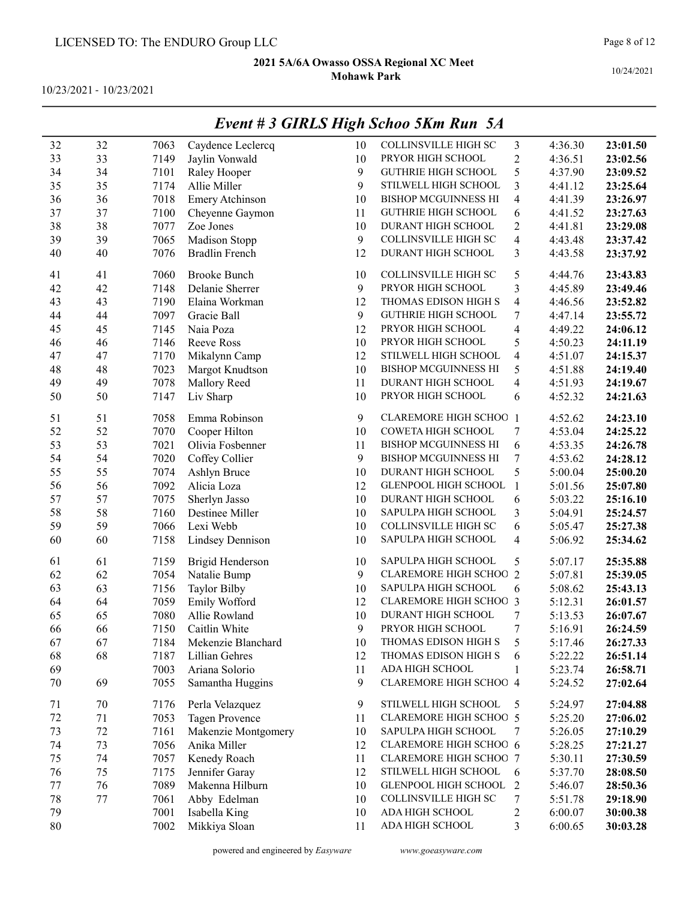LICENSED TO: The ENDURO Group LLC

**2021 5A/6A Owasso OSSA Regional XC Meet**
**Mohawk Park**

10/23/2021 - 10/23/2021

10/24/2021

## *Event # 3 GIRLS High Schoo 5Km Run 5A*

| | | | | | | | | |
|---|---|---|---|---|---|---|---|---|
| 32 | 32 | 7063 | Caydence Leclercq | 10 | COLLINSVILLE HIGH SC | 3 | 4:36.30 | **23:01.50** |
| 33 | 33 | 7149 | Jaylin Vonwald | 10 | PRYOR HIGH SCHOOL | 2 | 4:36.51 | **23:02.56** |
| 34 | 34 | 7101 | Raley Hooper | 9 | GUTHRIE HIGH SCHOOL | 5 | 4:37.90 | **23:09.52** |
| 35 | 35 | 7174 | Allie Miller | 9 | STILWELL HIGH SCHOOL | 3 | 4:41.12 | **23:25.64** |
| 36 | 36 | 7018 | Emery Atchinson | 10 | BISHOP MCGUINNESS HI | 4 | 4:41.39 | **23:26.97** |
| 37 | 37 | 7100 | Cheyenne Gaymon | 11 | GUTHRIE HIGH SCHOOL | 6 | 4:41.52 | **23:27.63** |
| 38 | 38 | 7077 | Zoe Jones | 10 | DURANT HIGH SCHOOL | 2 | 4:41.81 | **23:29.08** |
| 39 | 39 | 7065 | Madison Stopp | 9 | COLLINSVILLE HIGH SC | 4 | 4:43.48 | **23:37.42** |
| 40 | 40 | 7076 | Bradlin French | 12 | DURANT HIGH SCHOOL | 3 | 4:43.58 | **23:37.92** |
| 41 | 41 | 7060 | Brooke Bunch | 10 | COLLINSVILLE HIGH SC | 5 | 4:44.76 | **23:43.83** |
| 42 | 42 | 7148 | Delanie Sherrer | 9 | PRYOR HIGH SCHOOL | 3 | 4:45.89 | **23:49.46** |
| 43 | 43 | 7190 | Elaina Workman | 12 | THOMAS EDISON HIGH S | 4 | 4:46.56 | **23:52.82** |
| 44 | 44 | 7097 | Gracie Ball | 9 | GUTHRIE HIGH SCHOOL | 7 | 4:47.14 | **23:55.72** |
| 45 | 45 | 7145 | Naia Poza | 12 | PRYOR HIGH SCHOOL | 4 | 4:49.22 | **24:06.12** |
| 46 | 46 | 7146 | Reeve Ross | 10 | PRYOR HIGH SCHOOL | 5 | 4:50.23 | **24:11.19** |
| 47 | 47 | 7170 | Mikalynn Camp | 12 | STILWELL HIGH SCHOOL | 4 | 4:51.07 | **24:15.37** |
| 48 | 48 | 7023 | Margot Knudtson | 10 | BISHOP MCGUINNESS HI | 5 | 4:51.88 | **24:19.40** |
| 49 | 49 | 7078 | Mallory Reed | 11 | DURANT HIGH SCHOOL | 4 | 4:51.93 | **24:19.67** |
| 50 | 50 | 7147 | Liv Sharp | 10 | PRYOR HIGH SCHOOL | 6 | 4:52.32 | **24:21.63** |
| 51 | 51 | 7058 | Emma Robinson | 9 | CLAREMORE HIGH SCHOO | 1 | 4:52.62 | **24:23.10** |
| 52 | 52 | 7070 | Cooper Hilton | 10 | COWETA HIGH SCHOOL | 7 | 4:53.04 | **24:25.22** |
| 53 | 53 | 7021 | Olivia Fosbenner | 11 | BISHOP MCGUINNESS HI | 6 | 4:53.35 | **24:26.78** |
| 54 | 54 | 7020 | Coffey Collier | 9 | BISHOP MCGUINNESS HI | 7 | 4:53.62 | **24:28.12** |
| 55 | 55 | 7074 | Ashlyn Bruce | 10 | DURANT HIGH SCHOOL | 5 | 5:00.04 | **25:00.20** |
| 56 | 56 | 7092 | Alicia Loza | 12 | GLENPOOL HIGH SCHOOL | 1 | 5:01.56 | **25:07.80** |
| 57 | 57 | 7075 | Sherlyn Jasso | 10 | DURANT HIGH SCHOOL | 6 | 5:03.22 | **25:16.10** |
| 58 | 58 | 7160 | Destinee Miller | 10 | SAPULPA HIGH SCHOOL | 3 | 5:04.91 | **25:24.57** |
| 59 | 59 | 7066 | Lexi Webb | 10 | COLLINSVILLE HIGH SC | 6 | 5:05.47 | **25:27.38** |
| 60 | 60 | 7158 | Lindsey Dennison | 10 | SAPULPA HIGH SCHOOL | 4 | 5:06.92 | **25:34.62** |
| 61 | 61 | 7159 | Brigid Henderson | 10 | SAPULPA HIGH SCHOOL | 5 | 5:07.17 | **25:35.88** |
| 62 | 62 | 7054 | Natalie Bump | 9 | CLAREMORE HIGH SCHOO | 2 | 5:07.81 | **25:39.05** |
| 63 | 63 | 7156 | Taylor Bilby | 10 | SAPULPA HIGH SCHOOL | 6 | 5:08.62 | **25:43.13** |
| 64 | 64 | 7059 | Emily Wofford | 12 | CLAREMORE HIGH SCHOO | 3 | 5:12.31 | **26:01.57** |
| 65 | 65 | 7080 | Allie Rowland | 10 | DURANT HIGH SCHOOL | 7 | 5:13.53 | **26:07.67** |
| 66 | 66 | 7150 | Caitlin White | 9 | PRYOR HIGH SCHOOL | 7 | 5:16.91 | **26:24.59** |
| 67 | 67 | 7184 | Mekenzie Blanchard | 10 | THOMAS EDISON HIGH S | 5 | 5:17.46 | **26:27.33** |
| 68 | 68 | 7187 | Lillian Gehres | 12 | THOMAS EDISON HIGH S | 6 | 5:22.22 | **26:51.14** |
| 69 | | 7003 | Ariana Solorio | 11 | ADA HIGH SCHOOL | 1 | 5:23.74 | **26:58.71** |
| 70 | 69 | 7055 | Samantha Huggins | 9 | CLAREMORE HIGH SCHOO | 4 | 5:24.52 | **27:02.64** |
| 71 | 70 | 7176 | Perla Velazquez | 9 | STILWELL HIGH SCHOOL | 5 | 5:24.97 | **27:04.88** |
| 72 | 71 | 7053 | Tagen Provence | 11 | CLAREMORE HIGH SCHOO | 5 | 5:25.20 | **27:06.02** |
| 73 | 72 | 7161 | Makenzie Montgomery | 10 | SAPULPA HIGH SCHOOL | 7 | 5:26.05 | **27:10.29** |
| 74 | 73 | 7056 | Anika Miller | 12 | CLAREMORE HIGH SCHOO | 6 | 5:28.25 | **27:21.27** |
| 75 | 74 | 7057 | Kenedy Roach | 11 | CLAREMORE HIGH SCHOO | 7 | 5:30.11 | **27:30.59** |
| 76 | 75 | 7175 | Jennifer Garay | 12 | STILWELL HIGH SCHOOL | 6 | 5:37.70 | **28:08.50** |
| 77 | 76 | 7089 | Makenna Hilburn | 10 | GLENPOOL HIGH SCHOOL | 2 | 5:46.07 | **28:50.36** |
| 78 | 77 | 7061 | Abby Edelman | 10 | COLLINSVILLE HIGH SC | 7 | 5:51.78 | **29:18.90** |
| 79 | | 7001 | Isabella King | 10 | ADA HIGH SCHOOL | 2 | 6:00.07 | **30:00.38** |
| 80 | | 7002 | Mikkiya Sloan | 11 | ADA HIGH SCHOOL | 3 | 6:00.65 | **30:03.28** |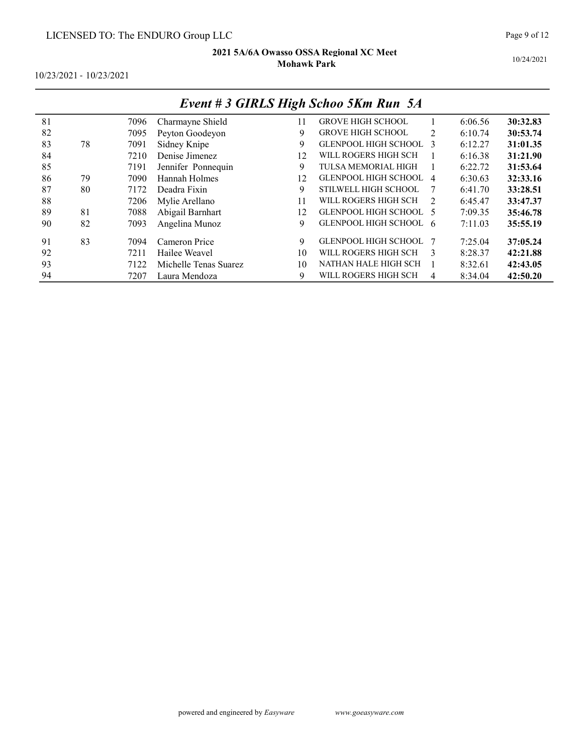LICENSED TO: The ENDURO Group LLC

**2021 5A/6A Owasso OSSA Regional XC Meet**
**Mohawk Park**

10/23/2021 - 10/23/2021

10/24/2021

## *Event # 3 GIRLS High Schoo 5Km Run 5A*

| | | | | | | | | |
|---|---|---|---|---|---|---|---|---|
| 81 | | 7096 | Charmayne Shield | 11 | GROVE HIGH SCHOOL | 1 | 6:06.56 | **30:32.83** |
| 82 | | 7095 | Peyton Goodeyon | 9 | GROVE HIGH SCHOOL | 2 | 6:10.74 | **30:53.74** |
| 83 | 78 | 7091 | Sidney Knipe | 9 | GLENPOOL HIGH SCHOOL | 3 | 6:12.27 | **31:01.35** |
| 84 | | 7210 | Denise Jimenez | 12 | WILL ROGERS HIGH SCH | 1 | 6:16.38 | **31:21.90** |
| 85 | | 7191 | Jennifer Ponnequin | 9 | TULSA MEMORIAL HIGH | 1 | 6:22.72 | **31:53.64** |
| 86 | 79 | 7090 | Hannah Holmes | 12 | GLENPOOL HIGH SCHOOL | 4 | 6:30.63 | **32:33.16** |
| 87 | 80 | 7172 | Deadra Fixin | 9 | STILWELL HIGH SCHOOL | 7 | 6:41.70 | **33:28.51** |
| 88 | | 7206 | Mylie Arellano | 11 | WILL ROGERS HIGH SCH | 2 | 6:45.47 | **33:47.37** |
| 89 | 81 | 7088 | Abigail Barnhart | 12 | GLENPOOL HIGH SCHOOL | 5 | 7:09.35 | **35:46.78** |
| 90 | 82 | 7093 | Angelina Munoz | 9 | GLENPOOL HIGH SCHOOL | 6 | 7:11.03 | **35:55.19** |
| 91 | 83 | 7094 | Cameron Price | 9 | GLENPOOL HIGH SCHOOL | 7 | 7:25.04 | **37:05.24** |
| 92 | | 7211 | Hailee Weavel | 10 | WILL ROGERS HIGH SCH | 3 | 8:28.37 | **42:21.88** |
| 93 | | 7122 | Michelle Tenas Suarez | 10 | NATHAN HALE HIGH SCH | 1 | 8:32.61 | **42:43.05** |
| 94 | | 7207 | Laura Mendoza | 9 | WILL ROGERS HIGH SCH | 4 | 8:34.04 | **42:50.20** |

powered and engineered by *Easyware* www.goeasyware.com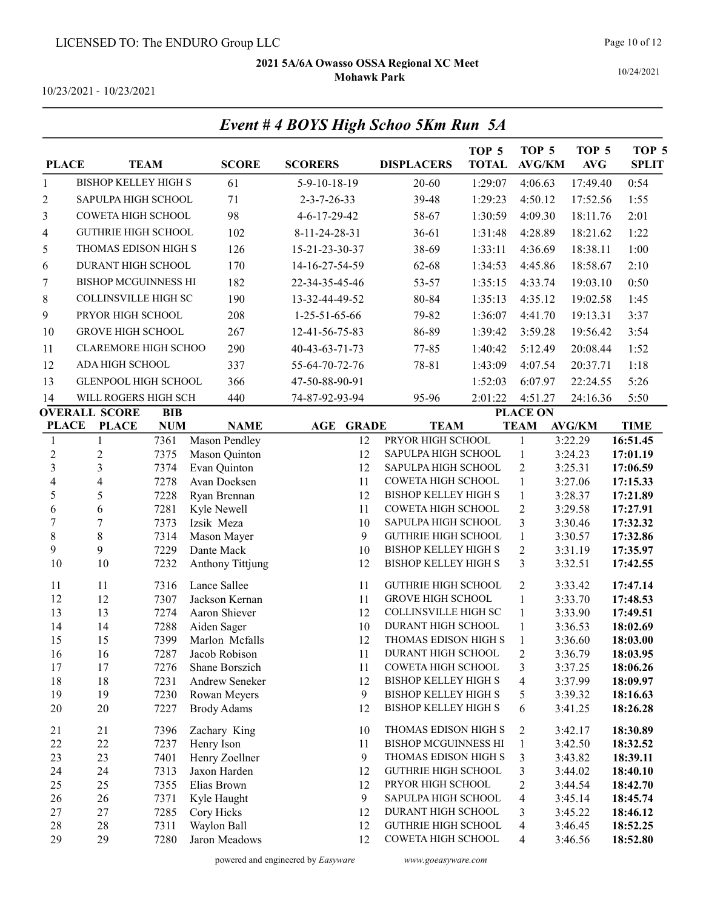LICENSED TO: The ENDURO Group LLC

**2021 5A/6A Owasso OSSA Regional XC Meet**
**Mohawk Park**

10/23/2021 - 10/23/2021

10/24/2021

## *Event # 4 BOYS High Schoo 5Km Run 5A*

| PLACE | TEAM | SCORE | SCORERS | DISPLACERS | TOP 5 TOTAL | TOP 5 AVG/KM | TOP 5 AVG | TOP 5 SPLIT |
|---|---|---|---|---|---|---|---|---|
| 1 | BISHOP KELLEY HIGH S | 61 | 5-9-10-18-19 | 20-60 | 1:29:07 | 4:06.63 | 17:49.40 | 0:54 |
| 2 | SAPULPA HIGH SCHOOL | 71 | 2-3-7-26-33 | 39-48 | 1:29:23 | 4:50.12 | 17:52.56 | 1:55 |
| 3 | COWETA HIGH SCHOOL | 98 | 4-6-17-29-42 | 58-67 | 1:30:59 | 4:09.30 | 18:11.76 | 2:01 |
| 4 | GUTHRIE HIGH SCHOOL | 102 | 8-11-24-28-31 | 36-61 | 1:31:48 | 4:28.89 | 18:21.62 | 1:22 |
| 5 | THOMAS EDISON HIGH S | 126 | 15-21-23-30-37 | 38-69 | 1:33:11 | 4:36.69 | 18:38.11 | 1:00 |
| 6 | DURANT HIGH SCHOOL | 170 | 14-16-27-54-59 | 62-68 | 1:34:53 | 4:45.86 | 18:58.67 | 2:10 |
| 7 | BISHOP MCGUINNESS HI | 182 | 22-34-35-45-46 | 53-57 | 1:35:15 | 4:33.74 | 19:03.10 | 0:50 |
| 8 | COLLINSVILLE HIGH SC | 190 | 13-32-44-49-52 | 80-84 | 1:35:13 | 4:35.12 | 19:02.58 | 1:45 |
| 9 | PRYOR HIGH SCHOOL | 208 | 1-25-51-65-66 | 79-82 | 1:36:07 | 4:41.70 | 19:13.31 | 3:37 |
| 10 | GROVE HIGH SCHOOL | 267 | 12-41-56-75-83 | 86-89 | 1:39:42 | 3:59.28 | 19:56.42 | 3:54 |
| 11 | CLAREMORE HIGH SCHOO | 290 | 40-43-63-71-73 | 77-85 | 1:40:42 | 5:12.49 | 20:08.44 | 1:52 |
| 12 | ADA HIGH SCHOOL | 337 | 55-64-70-72-76 | 78-81 | 1:43:09 | 4:07.54 | 20:37.71 | 1:18 |
| 13 | GLENPOOL HIGH SCHOOL | 366 | 47-50-88-90-91 | | 1:52:03 | 6:07.97 | 22:24.55 | 5:26 |
| 14 | WILL ROGERS HIGH SCH | 440 | 74-87-92-93-94 | 95-96 | 2:01:22 | 4:51.27 | 24:16.36 | 5:50 |

| OVERALL PLACE | SCORE PLACE | BIB NUM | NAME | AGE | GRADE | TEAM | PLACE ON TEAM | AVG/KM | TIME |
|---|---|---|---|---|---|---|---|---|---|
| 1 | 1 | 7361 | Mason Pendley | | 12 | PRYOR HIGH SCHOOL | 1 | 3:22.29 | **16:51.45** |
| 2 | 2 | 7375 | Mason Quinton | | 12 | SAPULPA HIGH SCHOOL | 1 | 3:24.23 | **17:01.19** |
| 3 | 3 | 7374 | Evan Quinton | | 12 | SAPULPA HIGH SCHOOL | 2 | 3:25.31 | **17:06.59** |
| 4 | 4 | 7278 | Avan Doeksen | | 11 | COWETA HIGH SCHOOL | 1 | 3:27.06 | **17:15.33** |
| 5 | 5 | 7228 | Ryan Brennan | | 12 | BISHOP KELLEY HIGH S | 1 | 3:28.37 | **17:21.89** |
| 6 | 6 | 7281 | Kyle Newell | | 11 | COWETA HIGH SCHOOL | 2 | 3:29.58 | **17:27.91** |
| 7 | 7 | 7373 | Izsik Meza | | 10 | SAPULPA HIGH SCHOOL | 3 | 3:30.46 | **17:32.32** |
| 8 | 8 | 7314 | Mason Mayer | | 9 | GUTHRIE HIGH SCHOOL | 1 | 3:30.57 | **17:32.86** |
| 9 | 9 | 7229 | Dante Mack | | 10 | BISHOP KELLEY HIGH S | 2 | 3:31.19 | **17:35.97** |
| 10 | 10 | 7232 | Anthony Tittjung | | 12 | BISHOP KELLEY HIGH S | 3 | 3:32.51 | **17:42.55** |
| 11 | 11 | 7316 | Lance Sallee | | 11 | GUTHRIE HIGH SCHOOL | 2 | 3:33.42 | **17:47.14** |
| 12 | 12 | 7307 | Jackson Kernan | | 11 | GROVE HIGH SCHOOL | 1 | 3:33.70 | **17:48.53** |
| 13 | 13 | 7274 | Aaron Shiever | | 12 | COLLINSVILLE HIGH SC | 1 | 3:33.90 | **17:49.51** |
| 14 | 14 | 7288 | Aiden Sager | | 10 | DURANT HIGH SCHOOL | 1 | 3:36.53 | **18:02.69** |
| 15 | 15 | 7399 | Marlon Mcfalls | | 12 | THOMAS EDISON HIGH S | 1 | 3:36.60 | **18:03.00** |
| 16 | 16 | 7287 | Jacob Robison | | 11 | DURANT HIGH SCHOOL | 2 | 3:36.79 | **18:03.95** |
| 17 | 17 | 7276 | Shane Borszich | | 11 | COWETA HIGH SCHOOL | 3 | 3:37.25 | **18:06.26** |
| 18 | 18 | 7231 | Andrew Seneker | | 12 | BISHOP KELLEY HIGH S | 4 | 3:37.99 | **18:09.97** |
| 19 | 19 | 7230 | Rowan Meyers | | 9 | BISHOP KELLEY HIGH S | 5 | 3:39.32 | **18:16.63** |
| 20 | 20 | 7227 | Brody Adams | | 12 | BISHOP KELLEY HIGH S | 6 | 3:41.25 | **18:26.28** |
| 21 | 21 | 7396 | Zachary King | | 10 | THOMAS EDISON HIGH S | 2 | 3:42.17 | **18:30.89** |
| 22 | 22 | 7237 | Henry Ison | | 11 | BISHOP MCGUINNESS HI | 1 | 3:42.50 | **18:32.52** |
| 23 | 23 | 7401 | Henry Zoellner | | 9 | THOMAS EDISON HIGH S | 3 | 3:43.82 | **18:39.11** |
| 24 | 24 | 7313 | Jaxon Harden | | 12 | GUTHRIE HIGH SCHOOL | 3 | 3:44.02 | **18:40.10** |
| 25 | 25 | 7355 | Elias Brown | | 12 | PRYOR HIGH SCHOOL | 2 | 3:44.54 | **18:42.70** |
| 26 | 26 | 7371 | Kyle Haught | | 9 | SAPULPA HIGH SCHOOL | 4 | 3:45.14 | **18:45.74** |
| 27 | 27 | 7285 | Cory Hicks | | 12 | DURANT HIGH SCHOOL | 3 | 3:45.22 | **18:46.12** |
| 28 | 28 | 7311 | Waylon Ball | | 12 | GUTHRIE HIGH SCHOOL | 4 | 3:46.45 | **18:52.25** |
| 29 | 29 | 7280 | Jaron Meadows | | 12 | COWETA HIGH SCHOOL | 4 | 3:46.56 | **18:52.80** |

powered and engineered by *Easyware* www.goeasyware.com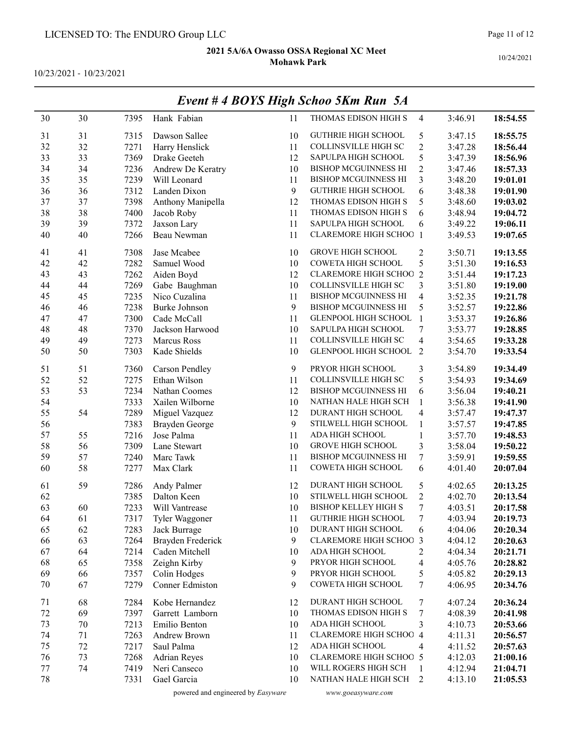LICENSED TO: The ENDURO Group LLC

**2021 5A/6A Owasso OSSA Regional XC Meet**
**Mohawk Park**

10/23/2021 - 10/23/2021

10/24/2021

## *Event # 4 BOYS High Schoo 5Km Run 5A*

| | | | | | | | | |
|---|---|---|---|---|---|---|---|---|
| 30 | 30 | 7395 | Hank Fabian | 11 | THOMAS EDISON HIGH S | 4 | 3:46.91 | **18:54.55** |
| 31 | 31 | 7315 | Dawson Sallee | 10 | GUTHRIE HIGH SCHOOL | 5 | 3:47.15 | **18:55.75** |
| 32 | 32 | 7271 | Harry Henslick | 11 | COLLINSVILLE HIGH SC | 2 | 3:47.28 | **18:56.44** |
| 33 | 33 | 7369 | Drake Geeteh | 12 | SAPULPA HIGH SCHOOL | 5 | 3:47.39 | **18:56.96** |
| 34 | 34 | 7236 | Andrew De Keratry | 10 | BISHOP MCGUINNESS HI | 2 | 3:47.46 | **18:57.33** |
| 35 | 35 | 7239 | Will Leonard | 11 | BISHOP MCGUINNESS HI | 3 | 3:48.20 | **19:01.01** |
| 36 | 36 | 7312 | Landen Dixon | 9 | GUTHRIE HIGH SCHOOL | 6 | 3:48.38 | **19:01.90** |
| 37 | 37 | 7398 | Anthony Manipella | 12 | THOMAS EDISON HIGH S | 5 | 3:48.60 | **19:03.02** |
| 38 | 38 | 7400 | Jacob Roby | 11 | THOMAS EDISON HIGH S | 6 | 3:48.94 | **19:04.72** |
| 39 | 39 | 7372 | Jaxson Lary | 11 | SAPULPA HIGH SCHOOL | 6 | 3:49.22 | **19:06.11** |
| 40 | 40 | 7266 | Beau Newman | 11 | CLAREMORE HIGH SCHOO | 1 | 3:49.53 | **19:07.65** |
| 41 | 41 | 7308 | Jase Mcabee | 10 | GROVE HIGH SCHOOL | 2 | 3:50.71 | **19:13.55** |
| 42 | 42 | 7282 | Samuel Wood | 10 | COWETA HIGH SCHOOL | 5 | 3:51.30 | **19:16.53** |
| 43 | 43 | 7262 | Aiden Boyd | 12 | CLAREMORE HIGH SCHOO | 2 | 3:51.44 | **19:17.23** |
| 44 | 44 | 7269 | Gabe Baughman | 10 | COLLINSVILLE HIGH SC | 3 | 3:51.80 | **19:19.00** |
| 45 | 45 | 7235 | Nico Cuzalina | 11 | BISHOP MCGUINNESS HI | 4 | 3:52.35 | **19:21.78** |
| 46 | 46 | 7238 | Burke Johnson | 9 | BISHOP MCGUINNESS HI | 5 | 3:52.57 | **19:22.86** |
| 47 | 47 | 7300 | Cade McCall | 11 | GLENPOOL HIGH SCHOOL | 1 | 3:53.37 | **19:26.86** |
| 48 | 48 | 7370 | Jackson Harwood | 10 | SAPULPA HIGH SCHOOL | 7 | 3:53.77 | **19:28.85** |
| 49 | 49 | 7273 | Marcus Ross | 11 | COLLINSVILLE HIGH SC | 4 | 3:54.65 | **19:33.28** |
| 50 | 50 | 7303 | Kade Shields | 10 | GLENPOOL HIGH SCHOOL | 2 | 3:54.70 | **19:33.54** |
| 51 | 51 | 7360 | Carson Pendley | 9 | PRYOR HIGH SCHOOL | 3 | 3:54.89 | **19:34.49** |
| 52 | 52 | 7275 | Ethan Wilson | 11 | COLLINSVILLE HIGH SC | 5 | 3:54.93 | **19:34.69** |
| 53 | 53 | 7234 | Nathan Coomes | 12 | BISHOP MCGUINNESS HI | 6 | 3:56.04 | **19:40.21** |
| 54 | | 7333 | Xailen Wilborne | 10 | NATHAN HALE HIGH SCH | 1 | 3:56.38 | **19:41.90** |
| 55 | 54 | 7289 | Miguel Vazquez | 12 | DURANT HIGH SCHOOL | 4 | 3:57.47 | **19:47.37** |
| 56 | | 7383 | Brayden George | 9 | STILWELL HIGH SCHOOL | 1 | 3:57.57 | **19:47.85** |
| 57 | 55 | 7216 | Jose Palma | 11 | ADA HIGH SCHOOL | 1 | 3:57.70 | **19:48.53** |
| 58 | 56 | 7309 | Lane Stewart | 10 | GROVE HIGH SCHOOL | 3 | 3:58.04 | **19:50.22** |
| 59 | 57 | 7240 | Marc Tawk | 11 | BISHOP MCGUINNESS HI | 7 | 3:59.91 | **19:59.55** |
| 60 | 58 | 7277 | Max Clark | 11 | COWETA HIGH SCHOOL | 6 | 4:01.40 | **20:07.04** |
| 61 | 59 | 7286 | Andy Palmer | 12 | DURANT HIGH SCHOOL | 5 | 4:02.65 | **20:13.25** |
| 62 | | 7385 | Dalton Keen | 10 | STILWELL HIGH SCHOOL | 2 | 4:02.70 | **20:13.54** |
| 63 | 60 | 7233 | Will Vantrease | 10 | BISHOP KELLEY HIGH S | 7 | 4:03.51 | **20:17.58** |
| 64 | 61 | 7317 | Tyler Waggoner | 11 | GUTHRIE HIGH SCHOOL | 7 | 4:03.94 | **20:19.73** |
| 65 | 62 | 7283 | Jack Burrage | 10 | DURANT HIGH SCHOOL | 6 | 4:04.06 | **20:20.34** |
| 66 | 63 | 7264 | Brayden Frederick | 9 | CLAREMORE HIGH SCHOO | 3 | 4:04.12 | **20:20.63** |
| 67 | 64 | 7214 | Caden Mitchell | 10 | ADA HIGH SCHOOL | 2 | 4:04.34 | **20:21.71** |
| 68 | 65 | 7358 | Zeighn Kirby | 9 | PRYOR HIGH SCHOOL | 4 | 4:05.76 | **20:28.82** |
| 69 | 66 | 7357 | Colin Hodges | 9 | PRYOR HIGH SCHOOL | 5 | 4:05.82 | **20:29.13** |
| 70 | 67 | 7279 | Conner Edmiston | 9 | COWETA HIGH SCHOOL | 7 | 4:06.95 | **20:34.76** |
| 71 | 68 | 7284 | Kobe Hernandez | 12 | DURANT HIGH SCHOOL | 7 | 4:07.24 | **20:36.24** |
| 72 | 69 | 7397 | Garrett Lamborn | 10 | THOMAS EDISON HIGH S | 7 | 4:08.39 | **20:41.98** |
| 73 | 70 | 7213 | Emilio Benton | 10 | ADA HIGH SCHOOL | 3 | 4:10.73 | **20:53.66** |
| 74 | 71 | 7263 | Andrew Brown | 11 | CLAREMORE HIGH SCHOO | 4 | 4:11.31 | **20:56.57** |
| 75 | 72 | 7217 | Saul Palma | 12 | ADA HIGH SCHOOL | 4 | 4:11.52 | **20:57.63** |
| 76 | 73 | 7268 | Adrian Reyes | 10 | CLAREMORE HIGH SCHOO | 5 | 4:12.03 | **21:00.16** |
| 77 | 74 | 7419 | Neri Canseco | 10 | WILL ROGERS HIGH SCH | 1 | 4:12.94 | **21:04.71** |
| 78 | | 7331 | Gael Garcia | 10 | NATHAN HALE HIGH SCH | 2 | 4:13.10 | **21:05.53** |

powered and engineered by *Easyware* www.goeasyware.com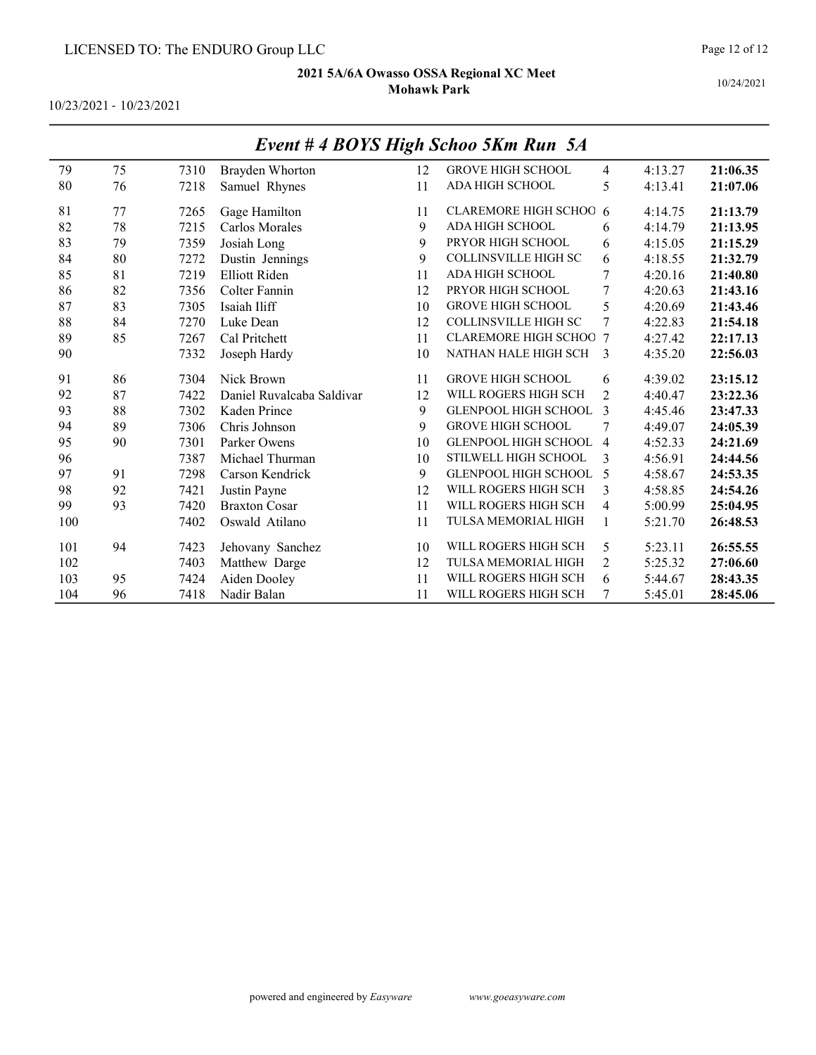LICENSED TO: The ENDURO Group LLC

**2021 5A/6A Owasso OSSA Regional XC Meet**
**Mohawk Park**

10/23/2021 - 10/23/2021

10/24/2021

## *Event # 4 BOYS High Schoo 5Km Run 5A*

| | | | | | | | | |
|---|---|---|---|---|---|---|---|---|
| 79 | 75 | 7310 | Brayden Whorton | 12 | GROVE HIGH SCHOOL | 4 | 4:13.27 | **21:06.35** |
| 80 | 76 | 7218 | Samuel Rhynes | 11 | ADA HIGH SCHOOL | 5 | 4:13.41 | **21:07.06** |
| 81 | 77 | 7265 | Gage Hamilton | 11 | CLAREMORE HIGH SCHOO | 6 | 4:14.75 | **21:13.79** |
| 82 | 78 | 7215 | Carlos Morales | 9 | ADA HIGH SCHOOL | 6 | 4:14.79 | **21:13.95** |
| 83 | 79 | 7359 | Josiah Long | 9 | PRYOR HIGH SCHOOL | 6 | 4:15.05 | **21:15.29** |
| 84 | 80 | 7272 | Dustin Jennings | 9 | COLLINSVILLE HIGH SC | 6 | 4:18.55 | **21:32.79** |
| 85 | 81 | 7219 | Elliott Riden | 11 | ADA HIGH SCHOOL | 7 | 4:20.16 | **21:40.80** |
| 86 | 82 | 7356 | Colter Fannin | 12 | PRYOR HIGH SCHOOL | 7 | 4:20.63 | **21:43.16** |
| 87 | 83 | 7305 | Isaiah Iliff | 10 | GROVE HIGH SCHOOL | 5 | 4:20.69 | **21:43.46** |
| 88 | 84 | 7270 | Luke Dean | 12 | COLLINSVILLE HIGH SC | 7 | 4:22.83 | **21:54.18** |
| 89 | 85 | 7267 | Cal Pritchett | 11 | CLAREMORE HIGH SCHOO | 7 | 4:27.42 | **22:17.13** |
| 90 | | 7332 | Joseph Hardy | 10 | NATHAN HALE HIGH SCH | 3 | 4:35.20 | **22:56.03** |
| 91 | 86 | 7304 | Nick Brown | 11 | GROVE HIGH SCHOOL | 6 | 4:39.02 | **23:15.12** |
| 92 | 87 | 7422 | Daniel Ruvalcaba Saldivar | 12 | WILL ROGERS HIGH SCH | 2 | 4:40.47 | **23:22.36** |
| 93 | 88 | 7302 | Kaden Prince | 9 | GLENPOOL HIGH SCHOOL | 3 | 4:45.46 | **23:47.33** |
| 94 | 89 | 7306 | Chris Johnson | 9 | GROVE HIGH SCHOOL | 7 | 4:49.07 | **24:05.39** |
| 95 | 90 | 7301 | Parker Owens | 10 | GLENPOOL HIGH SCHOOL | 4 | 4:52.33 | **24:21.69** |
| 96 | | 7387 | Michael Thurman | 10 | STILWELL HIGH SCHOOL | 3 | 4:56.91 | **24:44.56** |
| 97 | 91 | 7298 | Carson Kendrick | 9 | GLENPOOL HIGH SCHOOL | 5 | 4:58.67 | **24:53.35** |
| 98 | 92 | 7421 | Justin Payne | 12 | WILL ROGERS HIGH SCH | 3 | 4:58.85 | **24:54.26** |
| 99 | 93 | 7420 | Braxton Cosar | 11 | WILL ROGERS HIGH SCH | 4 | 5:00.99 | **25:04.95** |
| 100 | | 7402 | Oswald Atilano | 11 | TULSA MEMORIAL HIGH | 1 | 5:21.70 | **26:48.53** |
| 101 | 94 | 7423 | Jehovany Sanchez | 10 | WILL ROGERS HIGH SCH | 5 | 5:23.11 | **26:55.55** |
| 102 | | 7403 | Matthew Darge | 12 | TULSA MEMORIAL HIGH | 2 | 5:25.32 | **27:06.60** |
| 103 | 95 | 7424 | Aiden Dooley | 11 | WILL ROGERS HIGH SCH | 6 | 5:44.67 | **28:43.35** |
| 104 | 96 | 7418 | Nadir Balan | 11 | WILL ROGERS HIGH SCH | 7 | 5:45.01 | **28:45.06** |

powered and engineered by *Easyware* www.goeasyware.com